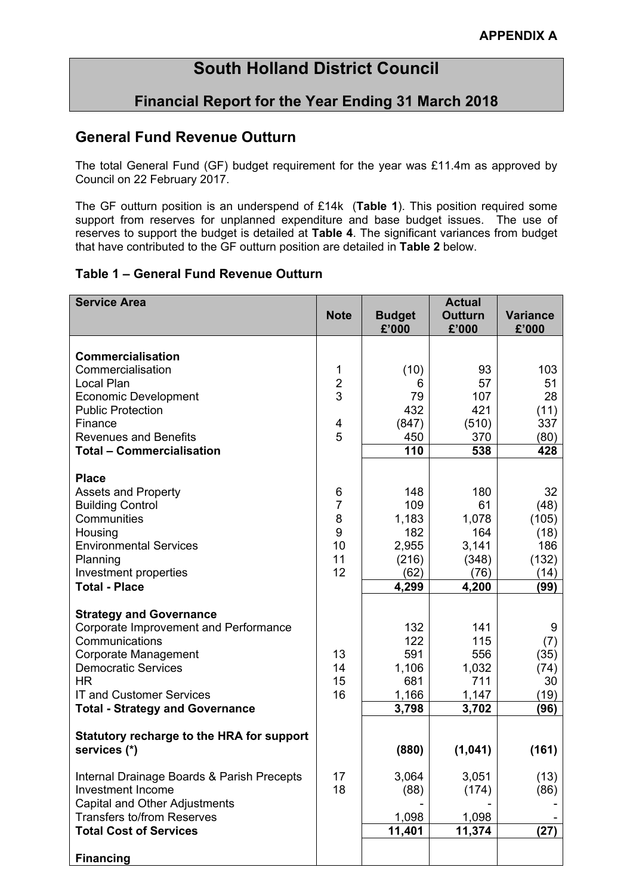**APPENDIX A**

# South Holland District Council

## Financial Report for the Year Ending 31 March 2018

## General Fund Revenue Outturn

The total General Fund (GF) budget requirement for the year was £11.4m as approved by Council on 22 February 2017.

The GF outturn position is an underspend of £14k (**Table 1**). This position required some support from reserves for unplanned expenditure and base budget issues. The use of reserves to support the budget is detailed at **Table 4**. The significant variances from budget that have contributed to the GF outturn position are detailed in **Table 2** below.

### Table 1 – General Fund Revenue Outturn

| Service Area | Note | Budget £'000 | Actual Outturn £'000 | Variance £'000 |
|---|---|---|---|---|
| **Commercialisation** | | | | |
| Commercialisation | 1 | (10) | 93 | 103 |
| Local Plan | 2 | 6 | 57 | 51 |
| Economic Development | 3 | 79 | 107 | 28 |
| Public Protection | | 432 | 421 | (11) |
| Finance | 4 | (847) | (510) | 337 |
| Revenues and Benefits | 5 | 450 | 370 | (80) |
| **Total – Commercialisation** | | **110** | **538** | **428** |
| **Place** | | | | |
| Assets and Property | 6 | 148 | 180 | 32 |
| Building Control | 7 | 109 | 61 | (48) |
| Communities | 8 | 1,183 | 1,078 | (105) |
| Housing | 9 | 182 | 164 | (18) |
| Environmental Services | 10 | 2,955 | 3,141 | 186 |
| Planning | 11 | (216) | (348) | (132) |
| Investment properties | 12 | (62) | (76) | (14) |
| **Total - Place** | | **4,299** | **4,200** | **(99)** |
| **Strategy and Governance** | | | | |
| Corporate Improvement and Performance | | 132 | 141 | 9 |
| Communications | | 122 | 115 | (7) |
| Corporate Management | 13 | 591 | 556 | (35) |
| Democratic Services | 14 | 1,106 | 1,032 | (74) |
| HR | 15 | 681 | 711 | 30 |
| IT and Customer Services | 16 | 1,166 | 1,147 | (19) |
| **Total - Strategy and Governance** | | **3,798** | **3,702** | **(96)** |
| **Statutory recharge to the HRA for support services (*)** | | **(880)** | **(1,041)** | **(161)** |
| Internal Drainage Boards & Parish Precepts | 17 | 3,064 | 3,051 | (13) |
| Investment Income | 18 | (88) | (174) | (86) |
| Capital and Other Adjustments | | - | - | - |
| Transfers to/from Reserves | | 1,098 | 1,098 | - |
| **Total Cost of Services** | | **11,401** | **11,374** | **(27)** |
| **Financing** | | | | |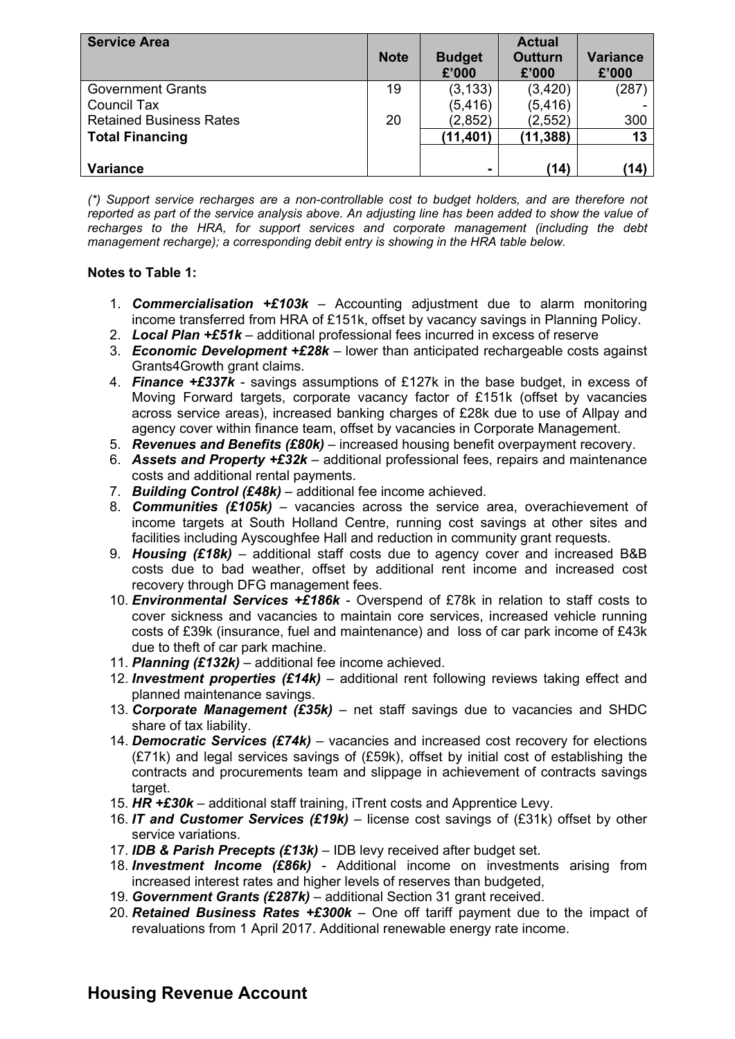| Service Area | Note | Budget £'000 | Actual Outturn £'000 | Variance £'000 |
|---|---|---|---|---|
| Government Grants | 19 | (3,133) | (3,420) | (287) |
| Council Tax | | (5,416) | (5,416) | - |
| Retained Business Rates | 20 | (2,852) | (2,552) | 300 |
| **Total Financing** | | **(11,401)** | **(11,388)** | **13** |
| **Variance** | | **-** | **(14)** | **(14)** |

*(\*) Support service recharges are a non-controllable cost to budget holders, and are therefore not reported as part of the service analysis above. An adjusting line has been added to show the value of recharges to the HRA, for support services and corporate management (including the debt management recharge); a corresponding debit entry is showing in the HRA table below.*

**Notes to Table 1:**

1. ***Commercialisation +£103k*** – Accounting adjustment due to alarm monitoring income transferred from HRA of £151k, offset by vacancy savings in Planning Policy.
2. ***Local Plan +£51k*** – additional professional fees incurred in excess of reserve
3. ***Economic Development +£28k*** – lower than anticipated rechargeable costs against Grants4Growth grant claims.
4. ***Finance +£337k*** - savings assumptions of £127k in the base budget, in excess of Moving Forward targets, corporate vacancy factor of £151k (offset by vacancies across service areas), increased banking charges of £28k due to use of Allpay and agency cover within finance team, offset by vacancies in Corporate Management.
5. ***Revenues and Benefits (£80k)*** – increased housing benefit overpayment recovery.
6. ***Assets and Property +£32k*** – additional professional fees, repairs and maintenance costs and additional rental payments.
7. ***Building Control (£48k)*** – additional fee income achieved.
8. ***Communities (£105k)*** – vacancies across the service area, overachievement of income targets at South Holland Centre, running cost savings at other sites and facilities including Ayscoughfee Hall and reduction in community grant requests.
9. ***Housing (£18k)*** – additional staff costs due to agency cover and increased B&B costs due to bad weather, offset by additional rent income and increased cost recovery through DFG management fees.
10. ***Environmental Services +£186k*** - Overspend of £78k in relation to staff costs to cover sickness and vacancies to maintain core services, increased vehicle running costs of £39k (insurance, fuel and maintenance) and loss of car park income of £43k due to theft of car park machine.
11. ***Planning (£132k)*** – additional fee income achieved.
12. ***Investment properties (£14k)*** – additional rent following reviews taking effect and planned maintenance savings.
13. ***Corporate Management (£35k)*** – net staff savings due to vacancies and SHDC share of tax liability.
14. ***Democratic Services (£74k)*** – vacancies and increased cost recovery for elections (£71k) and legal services savings of (£59k), offset by initial cost of establishing the contracts and procurements team and slippage in achievement of contracts savings target.
15. ***HR +£30k*** – additional staff training, iTrent costs and Apprentice Levy.
16. ***IT and Customer Services (£19k)*** – license cost savings of (£31k) offset by other service variations.
17. ***IDB & Parish Precepts (£13k)*** – IDB levy received after budget set.
18. ***Investment Income (£86k)*** - Additional income on investments arising from increased interest rates and higher levels of reserves than budgeted,
19. ***Government Grants (£287k)*** – additional Section 31 grant received.
20. ***Retained Business Rates +£300k*** – One off tariff payment due to the impact of revaluations from 1 April 2017. Additional renewable energy rate income.

## Housing Revenue Account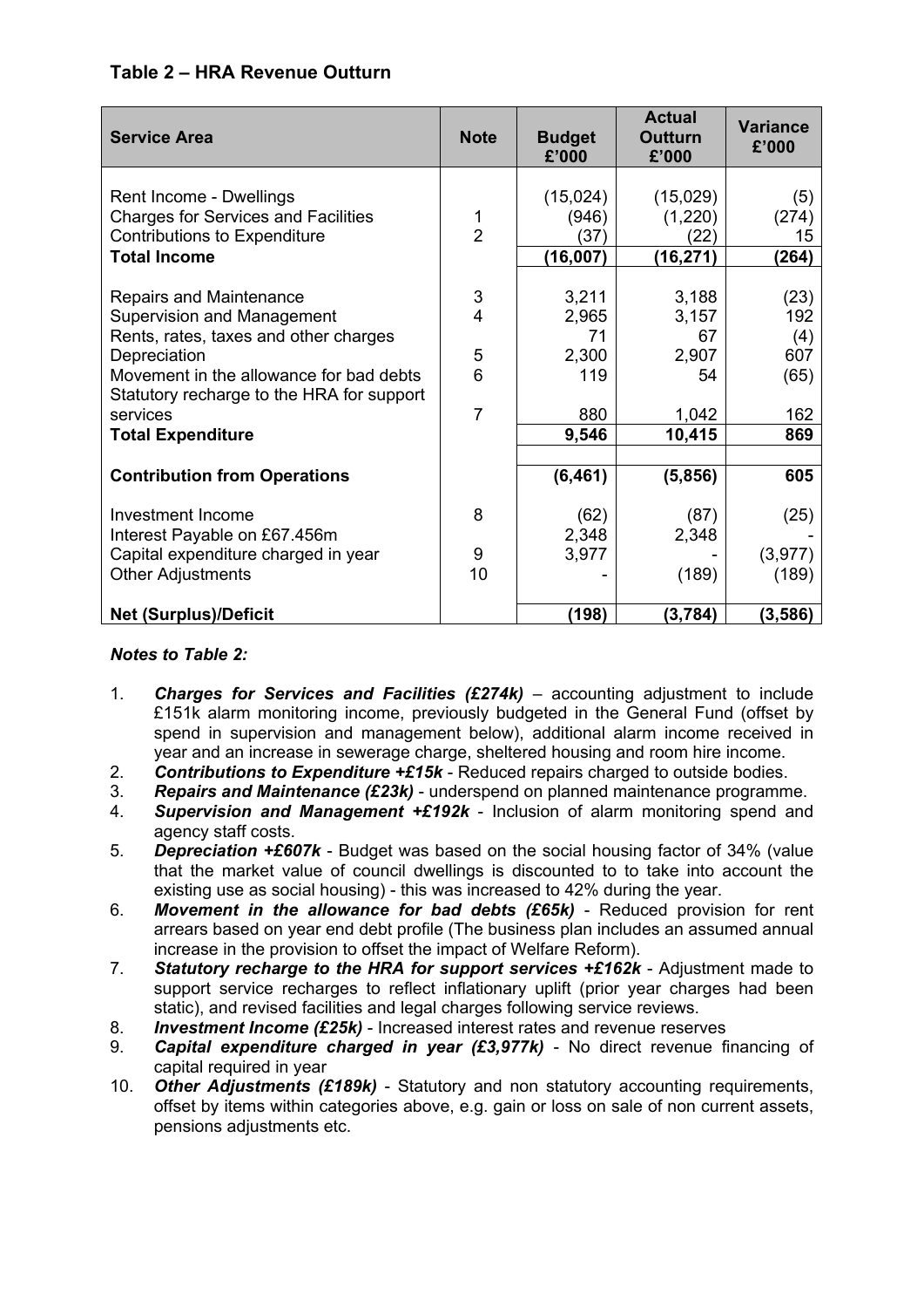### Table 2 – HRA Revenue Outturn

| Service Area | Note | Budget £'000 | Actual Outturn £'000 | Variance £'000 |
|---|---|---|---|---|
| Rent Income - Dwellings | | (15,024) | (15,029) | (5) |
| Charges for Services and Facilities | 1 | (946) | (1,220) | (274) |
| Contributions to Expenditure | 2 | (37) | (22) | 15 |
| **Total Income** | | **(16,007)** | **(16,271)** | **(264)** |
| Repairs and Maintenance | 3 | 3,211 | 3,188 | (23) |
| Supervision and Management | 4 | 2,965 | 3,157 | 192 |
| Rents, rates, taxes and other charges | | 71 | 67 | (4) |
| Depreciation | 5 | 2,300 | 2,907 | 607 |
| Movement in the allowance for bad debts | 6 | 119 | 54 | (65) |
| Statutory recharge to the HRA for support services | 7 | 880 | 1,042 | 162 |
| **Total Expenditure** | | **9,546** | **10,415** | **869** |
| **Contribution from Operations** | | **(6,461)** | **(5,856)** | **605** |
| Investment Income | 8 | (62) | (87) | (25) |
| Interest Payable on £67.456m | | 2,348 | 2,348 | - |
| Capital expenditure charged in year | 9 | 3,977 | - | (3,977) |
| Other Adjustments | 10 | - | (189) | (189) |
| **Net (Surplus)/Deficit** | | **(198)** | **(3,784)** | **(3,586)** |

***Notes to Table 2:***

1. ***Charges for Services and Facilities (£274k)*** – accounting adjustment to include £151k alarm monitoring income, previously budgeted in the General Fund (offset by spend in supervision and management below), additional alarm income received in year and an increase in sewerage charge, sheltered housing and room hire income.
2. ***Contributions to Expenditure +£15k*** - Reduced repairs charged to outside bodies.
3. ***Repairs and Maintenance (£23k)*** - underspend on planned maintenance programme.
4. ***Supervision and Management +£192k*** - Inclusion of alarm monitoring spend and agency staff costs.
5. ***Depreciation +£607k*** - Budget was based on the social housing factor of 34% (value that the market value of council dwellings is discounted to to take into account the existing use as social housing) - this was increased to 42% during the year.
6. ***Movement in the allowance for bad debts (£65k)*** - Reduced provision for rent arrears based on year end debt profile (The business plan includes an assumed annual increase in the provision to offset the impact of Welfare Reform).
7. ***Statutory recharge to the HRA for support services +£162k*** - Adjustment made to support service recharges to reflect inflationary uplift (prior year charges had been static), and revised facilities and legal charges following service reviews.
8. ***Investment Income (£25k)*** - Increased interest rates and revenue reserves
9. ***Capital expenditure charged in year (£3,977k)*** - No direct revenue financing of capital required in year
10. ***Other Adjustments (£189k)*** - Statutory and non statutory accounting requirements, offset by items within categories above, e.g. gain or loss on sale of non current assets, pensions adjustments etc.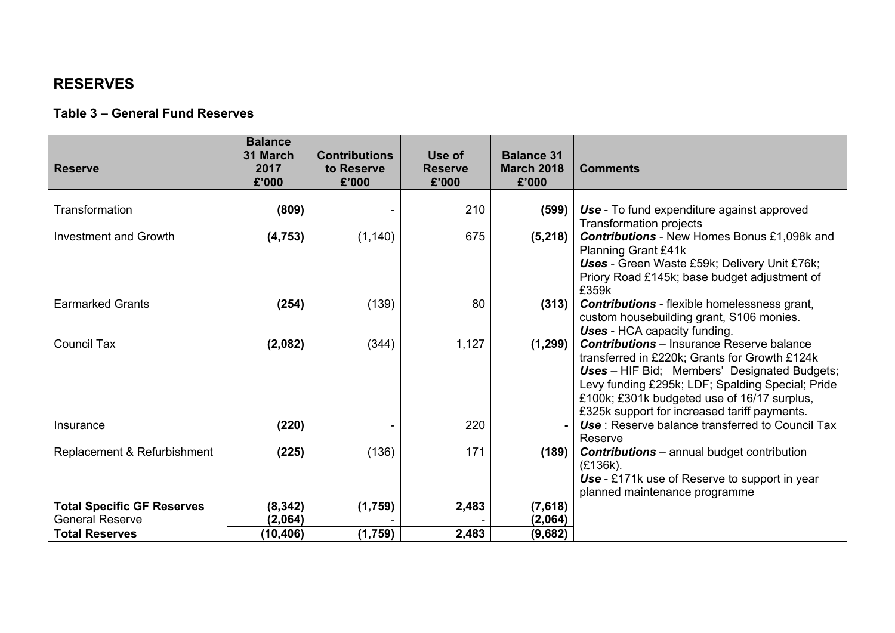# RESERVES

### Table 3 – General Fund Reserves

| Reserve | Balance 31 March 2017 £'000 | Contributions to Reserve £'000 | Use of Reserve £'000 | Balance 31 March 2018 £'000 | Comments |
|---|---|---|---|---|---|
| Transformation | **(809)** | - | 210 | **(599)** | ***Use*** - To fund expenditure against approved Transformation projects |
| Investment and Growth | **(4,753)** | (1,140) | 675 | **(5,218)** | ***Contributions*** - New Homes Bonus £1,098k and Planning Grant £41k<br>***Uses*** - Green Waste £59k; Delivery Unit £76k; Priory Road £145k; base budget adjustment of £359k |
| Earmarked Grants | **(254)** | (139) | 80 | **(313)** | ***Contributions*** - flexible homelessness grant, custom housebuilding grant, S106 monies.<br>***Uses*** - HCA capacity funding. |
| Council Tax | **(2,082)** | (344) | 1,127 | **(1,299)** | ***Contributions*** – Insurance Reserve balance transferred in £220k; Grants for Growth £124k<br>***Uses*** – HIF Bid; Members' Designated Budgets; Levy funding £295k; LDF; Spalding Special; Pride £100k; £301k budgeted use of 16/17 surplus, £325k support for increased tariff payments. |
| Insurance | **(220)** | - | 220 | **-** | ***Use*** : Reserve balance transferred to Council Tax Reserve |
| Replacement & Refurbishment | **(225)** | (136) | 171 | **(189)** | ***Contributions*** – annual budget contribution (£136k).<br>***Use*** - £171k use of Reserve to support in year planned maintenance programme |
| **Total Specific GF Reserves** | **(8,342)** | **(1,759)** | **2,483** | **(7,618)** | |
| General Reserve | **(2,064)** | - | - | **(2,064)** | |
| **Total Reserves** | **(10,406)** | **(1,759)** | **2,483** | **(9,682)** | |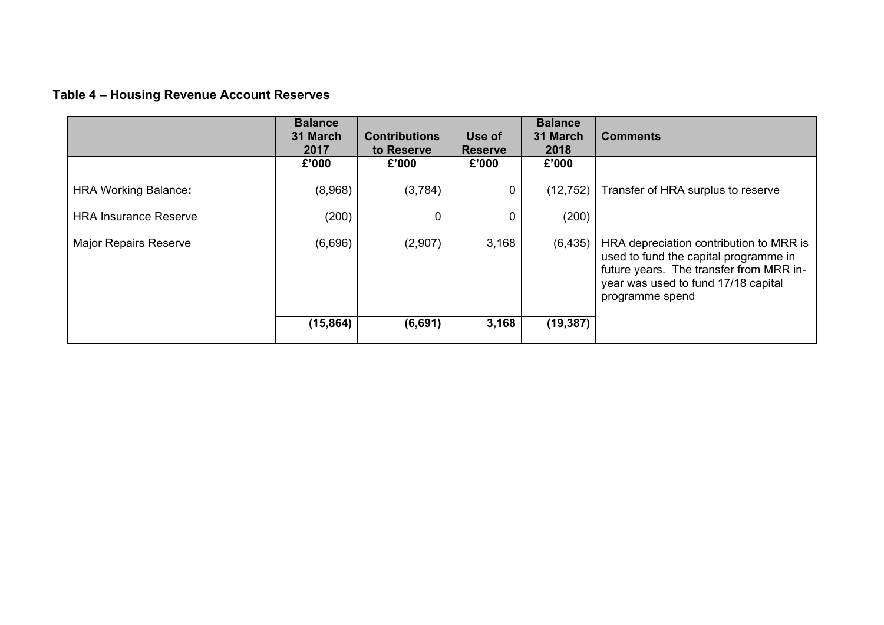**Table 4 – Housing Revenue Account Reserves**

| | Balance 31 March 2017 | Contributions to Reserve | Use of Reserve | Balance 31 March 2018 | Comments |
|---|---|---|---|---|---|
| | £'000 | £'000 | £'000 | £'000 | |
| HRA Working Balance**:** | (8,968) | (3,784) | 0 | (12,752) | Transfer of HRA surplus to reserve |
| HRA Insurance Reserve | (200) | 0 | 0 | (200) | |
| Major Repairs Reserve | (6,696) | (2,907) | 3,168 | (6,435) | HRA depreciation contribution to MRR is used to fund the capital programme in future years. The transfer from MRR in-year was used to fund 17/18 capital programme spend |
| | **(15,864)** | **(6,691)** | **3,168** | **(19,387)** | |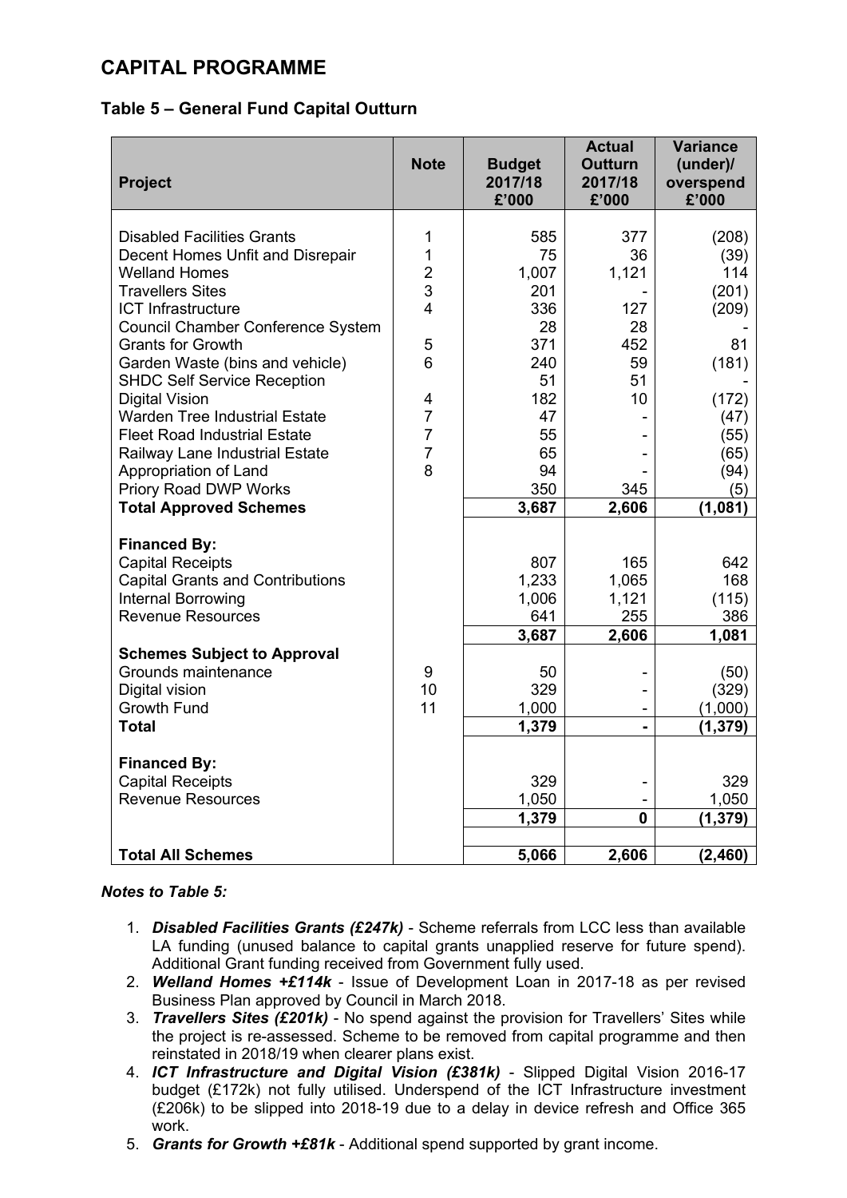# CAPITAL PROGRAMME

## Table 5 – General Fund Capital Outturn

| Project | Note | Budget 2017/18 £'000 | Actual Outturn 2017/18 £'000 | Variance (under)/ overspend £'000 |
|---|---|---|---|---|
| Disabled Facilities Grants | 1 | 585 | 377 | (208) |
| Decent Homes Unfit and Disrepair | 1 | 75 | 36 | (39) |
| Welland Homes | 2 | 1,007 | 1,121 | 114 |
| Travellers Sites | 3 | 201 | - | (201) |
| ICT Infrastructure | 4 | 336 | 127 | (209) |
| Council Chamber Conference System | | 28 | 28 | - |
| Grants for Growth | 5 | 371 | 452 | 81 |
| Garden Waste (bins and vehicle) | 6 | 240 | 59 | (181) |
| SHDC Self Service Reception | | 51 | 51 | - |
| Digital Vision | 4 | 182 | 10 | (172) |
| Warden Tree Industrial Estate | 7 | 47 | - | (47) |
| Fleet Road Industrial Estate | 7 | 55 | - | (55) |
| Railway Lane Industrial Estate | 7 | 65 | - | (65) |
| Appropriation of Land | 8 | 94 | - | (94) |
| Priory Road DWP Works | | 350 | 345 | (5) |
| **Total Approved Schemes** | | **3,687** | **2,606** | **(1,081)** |
| **Financed By:** | | | | |
| Capital Receipts | | 807 | 165 | 642 |
| Capital Grants and Contributions | | 1,233 | 1,065 | 168 |
| Internal Borrowing | | 1,006 | 1,121 | (115) |
| Revenue Resources | | 641 | 255 | 386 |
| | | **3,687** | **2,606** | **1,081** |
| **Schemes Subject to Approval** | | | | |
| Grounds maintenance | 9 | 50 | - | (50) |
| Digital vision | 10 | 329 | - | (329) |
| Growth Fund | 11 | 1,000 | - | (1,000) |
| **Total** | | **1,379** | **-** | **(1,379)** |
| **Financed By:** | | | | |
| Capital Receipts | | 329 | - | 329 |
| Revenue Resources | | 1,050 | - | 1,050 |
| | | **1,379** | **0** | **(1,379)** |
| **Total All Schemes** | | **5,066** | **2,606** | **(2,460)** |

***Notes to Table 5:***

1. ***Disabled Facilities Grants (£247k)*** - Scheme referrals from LCC less than available LA funding (unused balance to capital grants unapplied reserve for future spend). Additional Grant funding received from Government fully used.
2. ***Welland Homes +£114k*** - Issue of Development Loan in 2017-18 as per revised Business Plan approved by Council in March 2018.
3. ***Travellers Sites (£201k)*** - No spend against the provision for Travellers' Sites while the project is re-assessed. Scheme to be removed from capital programme and then reinstated in 2018/19 when clearer plans exist.
4. ***ICT Infrastructure and Digital Vision (£381k)*** - Slipped Digital Vision 2016-17 budget (£172k) not fully utilised. Underspend of the ICT Infrastructure investment (£206k) to be slipped into 2018-19 due to a delay in device refresh and Office 365 work.
5. ***Grants for Growth +£81k*** - Additional spend supported by grant income.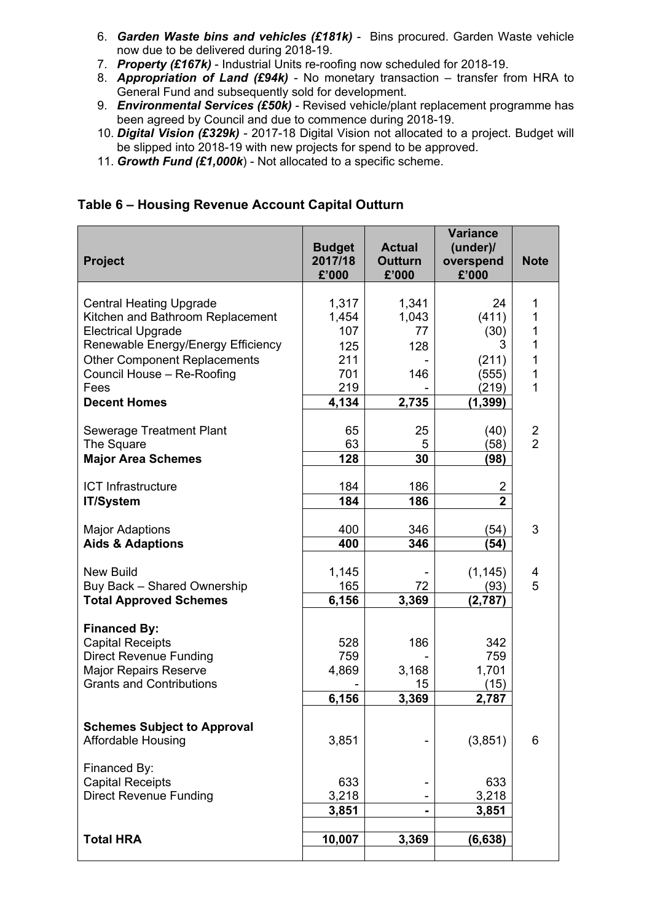6. ***Garden Waste bins and vehicles (£181k)*** - Bins procured. Garden Waste vehicle now due to be delivered during 2018-19.
7. ***Property (£167k)*** - Industrial Units re-roofing now scheduled for 2018-19.
8. ***Appropriation of Land (£94k)*** - No monetary transaction – transfer from HRA to General Fund and subsequently sold for development.
9. ***Environmental Services (£50k)*** - Revised vehicle/plant replacement programme has been agreed by Council and due to commence during 2018-19.
10. ***Digital Vision (£329k)*** - 2017-18 Digital Vision not allocated to a project. Budget will be slipped into 2018-19 with new projects for spend to be approved.
11. ***Growth Fund (£1,000k***) - Not allocated to a specific scheme.

## Table 6 – Housing Revenue Account Capital Outturn

| Project | Budget 2017/18 £'000 | Actual Outturn £'000 | Variance (under)/ overspend £'000 | Note |
|---|---|---|---|---|
| Central Heating Upgrade | 1,317 | 1,341 | 24 | 1 |
| Kitchen and Bathroom Replacement | 1,454 | 1,043 | (411) | 1 |
| Electrical Upgrade | 107 | 77 | (30) | 1 |
| Renewable Energy/Energy Efficiency | 125 | 128 | 3 | 1 |
| Other Component Replacements | 211 | - | (211) | 1 |
| Council House – Re-Roofing | 701 | 146 | (555) | 1 |
| Fees | 219 | - | (219) | 1 |
| **Decent Homes** | **4,134** | **2,735** | **(1,399)** | |
| Sewerage Treatment Plant | 65 | 25 | (40) | 2 |
| The Square | 63 | 5 | (58) | 2 |
| **Major Area Schemes** | **128** | **30** | **(98)** | |
| ICT Infrastructure | 184 | 186 | 2 | |
| **IT/System** | **184** | **186** | **2** | |
| Major Adaptions | 400 | 346 | (54) | 3 |
| **Aids & Adaptions** | **400** | **346** | **(54)** | |
| New Build | 1,145 | - | (1,145) | 4 |
| Buy Back – Shared Ownership | 165 | 72 | (93) | 5 |
| **Total Approved Schemes** | **6,156** | **3,369** | **(2,787)** | |
| **Financed By:** | | | | |
| Capital Receipts | 528 | 186 | 342 | |
| Direct Revenue Funding | 759 | - | 759 | |
| Major Repairs Reserve | 4,869 | 3,168 | 1,701 | |
| Grants and Contributions | - | 15 | (15) | |
| | **6,156** | **3,369** | **2,787** | |
| **Schemes Subject to Approval** | | | | |
| Affordable Housing | 3,851 | - | (3,851) | 6 |
| Financed By: | | | | |
| Capital Receipts | 633 | - | 633 | |
| Direct Revenue Funding | 3,218 | - | 3,218 | |
| | **3,851** | **-** | **3,851** | |
| **Total HRA** | **10,007** | **3,369** | **(6,638)** | |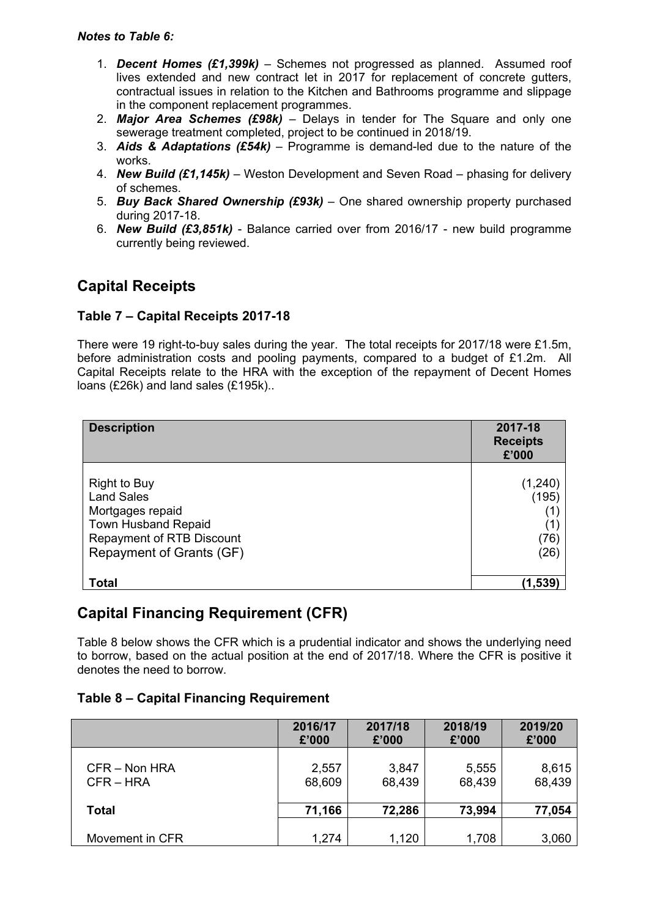***Notes to Table 6:***

1. ***Decent Homes (£1,399k)*** – Schemes not progressed as planned. Assumed roof lives extended and new contract let in 2017 for replacement of concrete gutters, contractual issues in relation to the Kitchen and Bathrooms programme and slippage in the component replacement programmes.
2. ***Major Area Schemes (£98k)*** – Delays in tender for The Square and only one sewerage treatment completed, project to be continued in 2018/19.
3. ***Aids & Adaptations (£54k)*** – Programme is demand-led due to the nature of the works.
4. ***New Build (£1,145k)*** – Weston Development and Seven Road – phasing for delivery of schemes.
5. ***Buy Back Shared Ownership (£93k)*** – One shared ownership property purchased during 2017-18.
6. ***New Build (£3,851k)*** - Balance carried over from 2016/17 - new build programme currently being reviewed.

## Capital Receipts

### Table 7 – Capital Receipts 2017-18

There were 19 right-to-buy sales during the year. The total receipts for 2017/18 were £1.5m, before administration costs and pooling payments, compared to a budget of £1.2m. All Capital Receipts relate to the HRA with the exception of the repayment of Decent Homes loans (£26k) and land sales (£195k)..

| Description | 2017-18 Receipts £'000 |
|---|---|
| Right to Buy | (1,240) |
| Land Sales | (195) |
| Mortgages repaid | (1) |
| Town Husband Repaid | (1) |
| Repayment of RTB Discount | (76) |
| Repayment of Grants (GF) | (26) |
| **Total** | **(1,539)** |

## Capital Financing Requirement (CFR)

Table 8 below shows the CFR which is a prudential indicator and shows the underlying need to borrow, based on the actual position at the end of 2017/18. Where the CFR is positive it denotes the need to borrow.

### Table 8 – Capital Financing Requirement

| | 2016/17 £'000 | 2017/18 £'000 | 2018/19 £'000 | 2019/20 £'000 |
|---|---|---|---|---|
| CFR – Non HRA | 2,557 | 3,847 | 5,555 | 8,615 |
| CFR – HRA | 68,609 | 68,439 | 68,439 | 68,439 |
| **Total** | **71,166** | **72,286** | **73,994** | **77,054** |
| Movement in CFR | 1,274 | 1,120 | 1,708 | 3,060 |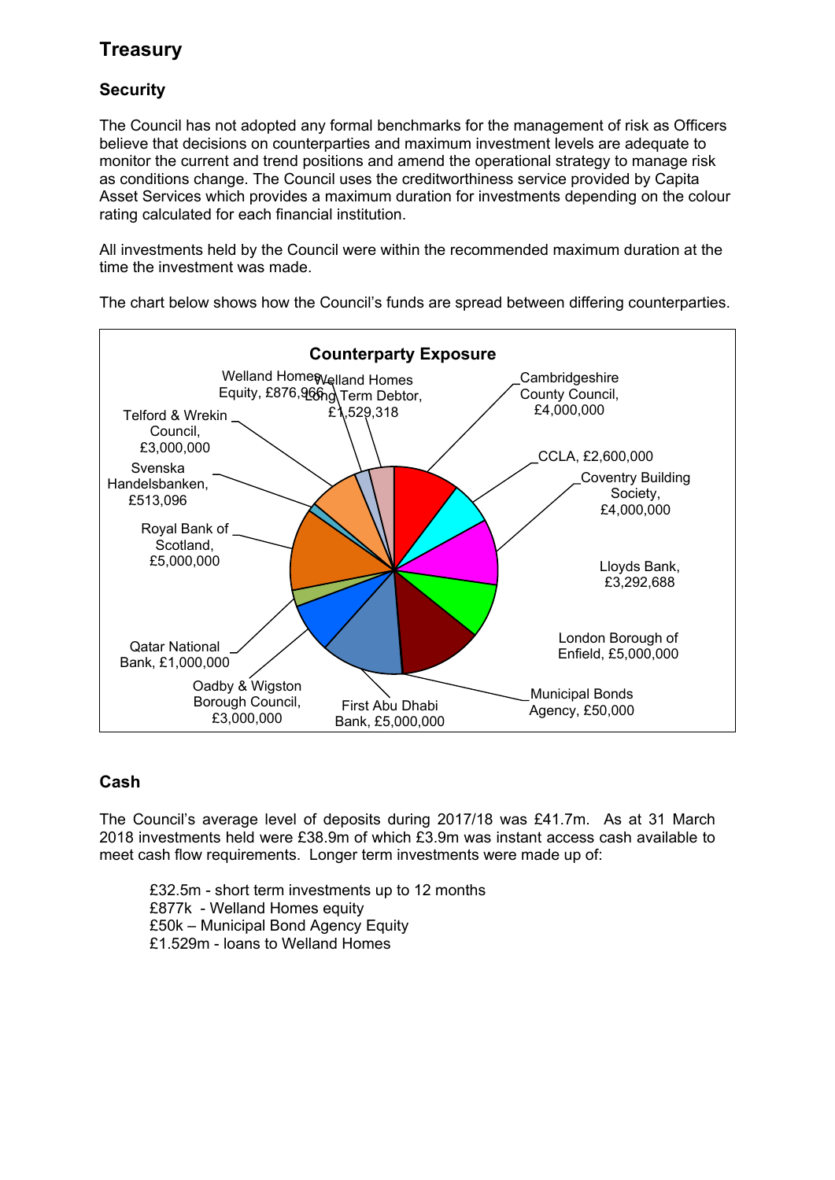# Treasury

## Security

The Council has not adopted any formal benchmarks for the management of risk as Officers believe that decisions on counterparties and maximum investment levels are adequate to monitor the current and trend positions and amend the operational strategy to manage risk as conditions change. The Council uses the creditworthiness service provided by Capita Asset Services which provides a maximum duration for investments depending on the colour rating calculated for each financial institution.

All investments held by the Council were within the recommended maximum duration at the time the investment was made.

The chart below shows how the Council's funds are spread between differing counterparties.

**Counterparty Exposure**

| Counterparty | Amount |
|---|---|
| Cambridgeshire County Council | £4,000,000 |
| CCLA | £2,600,000 |
| Coventry Building Society | £4,000,000 |
| Lloyds Bank | £3,292,688 |
| London Borough of Enfield | £5,000,000 |
| Municipal Bonds Agency | £50,000 |
| First Abu Dhabi Bank | £5,000,000 |
| Oadby & Wigston Borough Council | £3,000,000 |
| Qatar National Bank | £1,000,000 |
| Royal Bank of Scotland | £5,000,000 |
| Svenska Handelsbanken | £513,096 |
| Telford & Wrekin Council | £3,000,000 |
| Welland Homes Equity | £876,966 |
| Welland Homes Long Term Debtor | £1,529,318 |

## Cash

The Council's average level of deposits during 2017/18 was £41.7m. As at 31 March 2018 investments held were £38.9m of which £3.9m was instant access cash available to meet cash flow requirements. Longer term investments were made up of:

- £32.5m - short term investments up to 12 months
- £877k - Welland Homes equity
- £50k – Municipal Bond Agency Equity
- £1.529m - loans to Welland Homes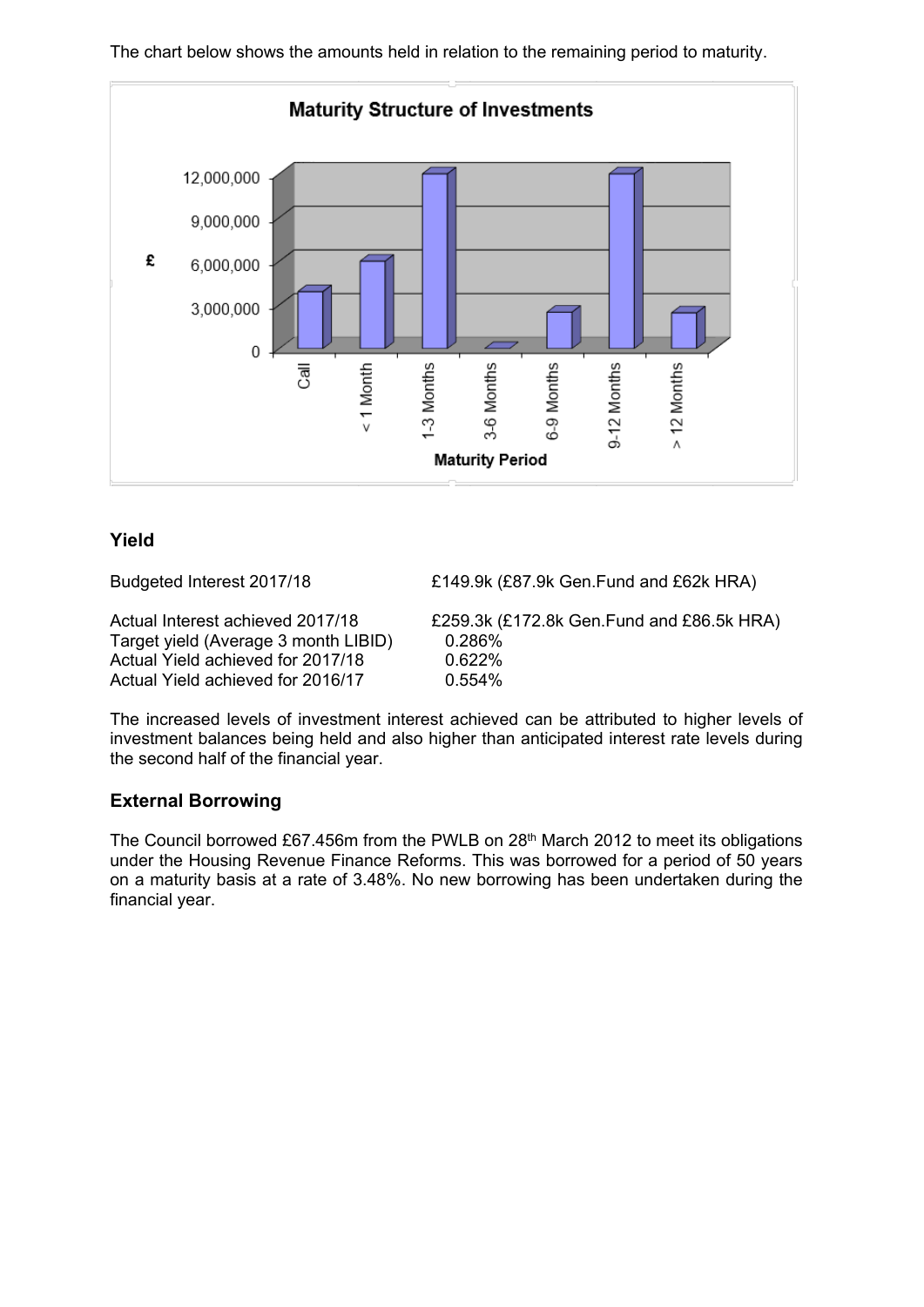The chart below shows the amounts held in relation to the remaining period to maturity.

Maturity Structure of Investments

£

12,000,000
9,000,000
6,000,000
3,000,000
0

Call
< 1 Month
1-3 Months
3-6 Months
6-9 Months
9-12 Months
> 12 Months

Maturity Period

## Yield

| | |
|---|---|
| Budgeted Interest 2017/18 | £149.9k (£87.9k Gen.Fund and £62k HRA) |
| Actual Interest achieved 2017/18 | £259.3k (£172.8k Gen.Fund and £86.5k HRA) |
| Target yield (Average 3 month LIBID) | 0.286% |
| Actual Yield achieved for 2017/18 | 0.622% |
| Actual Yield achieved for 2016/17 | 0.554% |

The increased levels of investment interest achieved can be attributed to higher levels of investment balances being held and also higher than anticipated interest rate levels during the second half of the financial year.

## External Borrowing

The Council borrowed £67.456m from the PWLB on 28th March 2012 to meet its obligations under the Housing Revenue Finance Reforms. This was borrowed for a period of 50 years on a maturity basis at a rate of 3.48%. No new borrowing has been undertaken during the financial year.